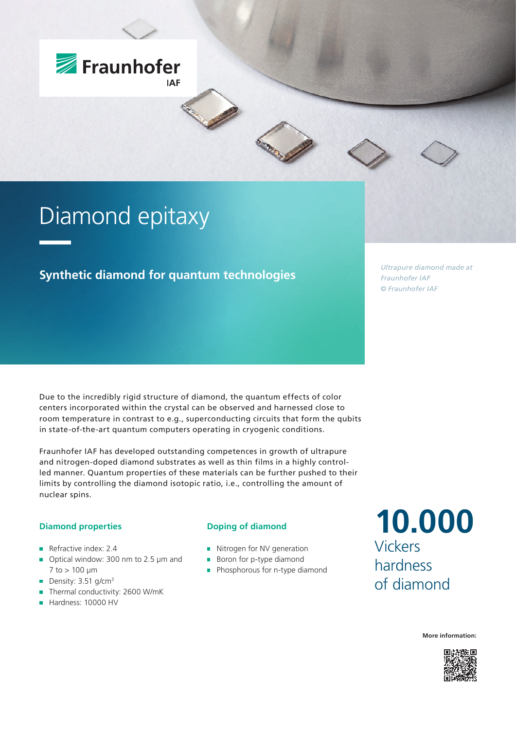Fraunhofer IAF

# Diamond epitaxy

## Synthetic diamond for quantum technologies

*Ultrapure diamond made at Fraunhofer IAF © Fraunhofer IAF*

Due to the incredibly rigid structure of diamond, the quantum effects of color centers incorporated within the crystal can be observed and harnessed close to room temperature in contrast to e.g., superconducting circuits that form the qubits in state-of-the-art quantum computers operating in cryogenic conditions.

Fraunhofer IAF has developed outstanding competences in growth of ultrapure and nitrogen-doped diamond substrates as well as thin films in a highly controlled manner. Quantum properties of these materials can be further pushed to their limits by controlling the diamond isotopic ratio, i.e., controlling the amount of nuclear spins.

### Diamond properties

- Refractive index: 2.4
- Optical window: 300 nm to 2.5 µm and 7 to > 100 µm
- Density: 3.51 g/cm$^3$
- Thermal conductivity: 2600 W/mK
- Hardness: 10000 HV

### Doping of diamond

- Nitrogen for NV generation
- Boron for p-type diamond
- Phosphorous for n-type diamond

**10.000**
Vickers hardness of diamond

**More information:**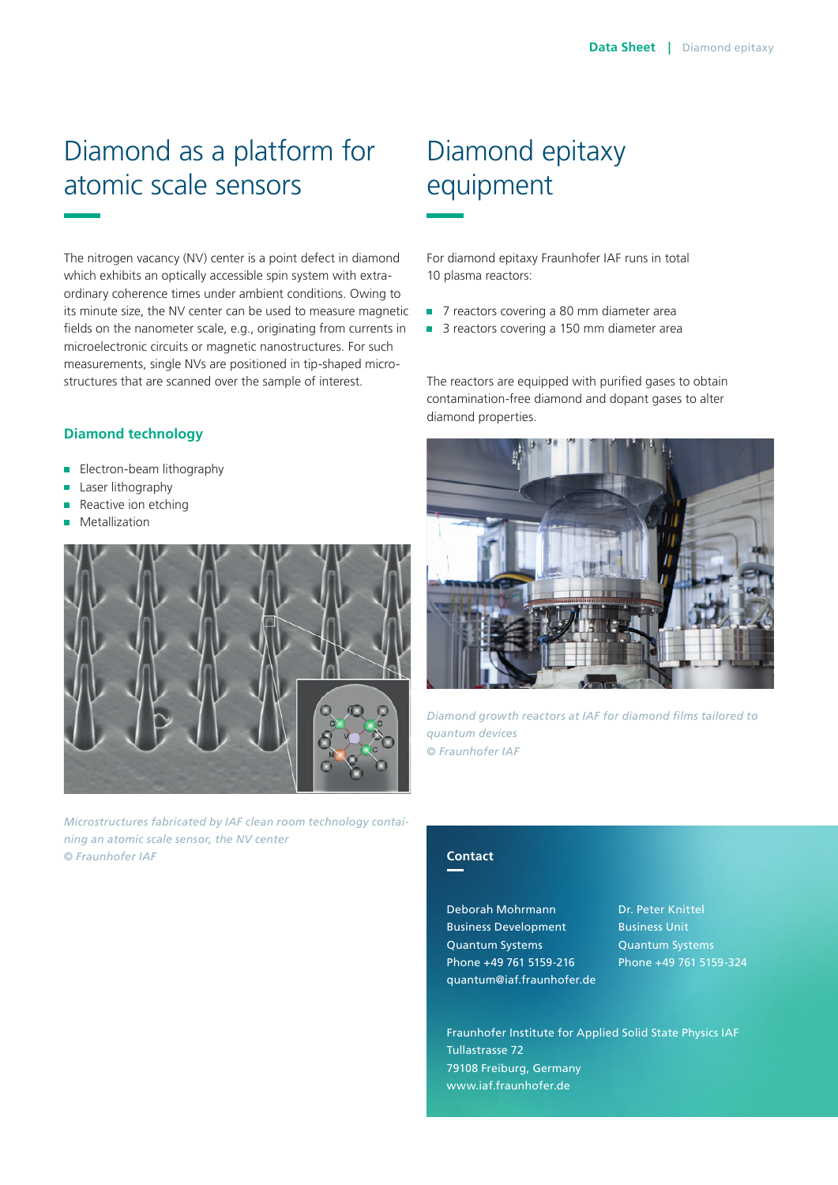# Diamond as a platform for atomic scale sensors

The nitrogen vacancy (NV) center is a point defect in diamond which exhibits an optically accessible spin system with extraordinary coherence times under ambient conditions. Owing to its minute size, the NV center can be used to measure magnetic fields on the nanometer scale, e.g., originating from currents in microelectronic circuits or magnetic nanostructures. For such measurements, single NVs are positioned in tip-shaped microstructures that are scanned over the sample of interest.

### Diamond technology

- Electron-beam lithography
- Laser lithography
- Reactive ion etching
- Metallization

*Microstructures fabricated by IAF clean room technology containing an atomic scale sensor, the NV center © Fraunhofer IAF*

# Diamond epitaxy equipment

For diamond epitaxy Fraunhofer IAF runs in total 10 plasma reactors:

- 7 reactors covering a 80 mm diameter area
- 3 reactors covering a 150 mm diameter area

The reactors are equipped with purified gases to obtain contamination-free diamond and dopant gases to alter diamond properties.

*Diamond growth reactors at IAF for diamond films tailored to quantum devices © Fraunhofer IAF*

### Contact

Deborah Mohrmann
Business Development
Quantum Systems
Phone +49 761 5159-216
quantum@iaf.fraunhofer.de

Dr. Peter Knittel
Business Unit
Quantum Systems
Phone +49 761 5159-324

Fraunhofer Institute for Applied Solid State Physics IAF
Tullastrasse 72
79108 Freiburg, Germany
www.iaf.fraunhofer.de